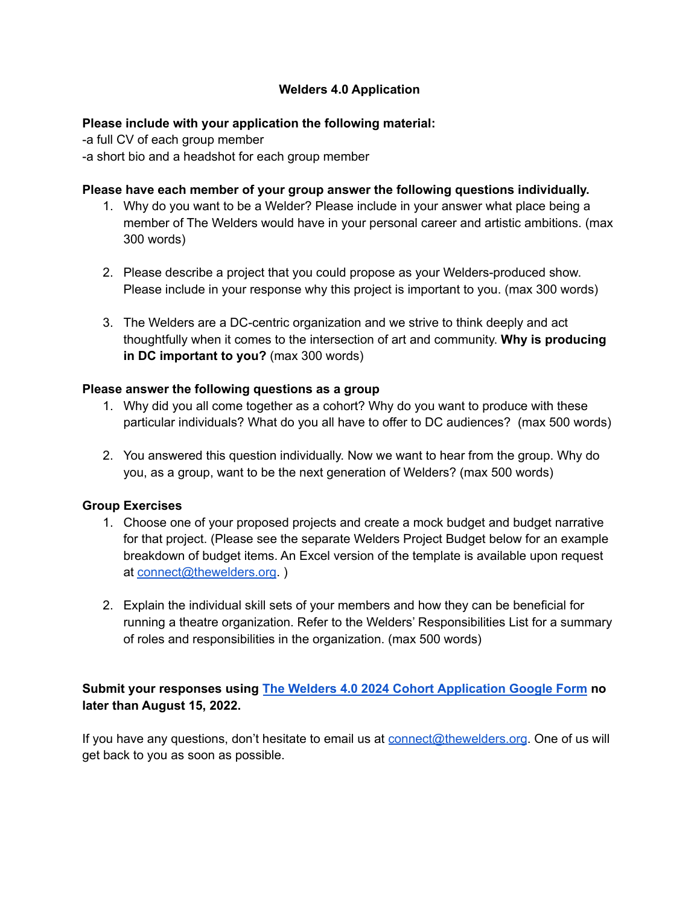# Welders 4.0 Application

**Please include with your application the following material:**

-a full CV of each group member

-a short bio and a headshot for each group member

**Please have each member of your group answer the following questions individually.**

1. Why do you want to be a Welder? Please include in your answer what place being a member of The Welders would have in your personal career and artistic ambitions. (max 300 words)

2. Please describe a project that you could propose as your Welders-produced show. Please include in your response why this project is important to you. (max 300 words)

3. The Welders are a DC-centric organization and we strive to think deeply and act thoughtfully when it comes to the intersection of art and community. **Why is producing in DC important to you?** (max 300 words)

**Please answer the following questions as a group**

1. Why did you all come together as a cohort? Why do you want to produce with these particular individuals? What do you all have to offer to DC audiences? (max 500 words)

2. You answered this question individually. Now we want to hear from the group. Why do you, as a group, want to be the next generation of Welders? (max 500 words)

**Group Exercises**

1. Choose one of your proposed projects and create a mock budget and budget narrative for that project. (Please see the separate Welders Project Budget below for an example breakdown of budget items. An Excel version of the template is available upon request at [connect@thewelders.org](mailto:connect@thewelders.org). )

2. Explain the individual skill sets of your members and how they can be beneficial for running a theatre organization. Refer to the Welders' Responsibilities List for a summary of roles and responsibilities in the organization. (max 500 words)

**Submit your responses using [The Welders 4.0 2024 Cohort Application Google Form](#) no later than August 15, 2022.**

If you have any questions, don't hesitate to email us at [connect@thewelders.org](mailto:connect@thewelders.org). One of us will get back to you as soon as possible.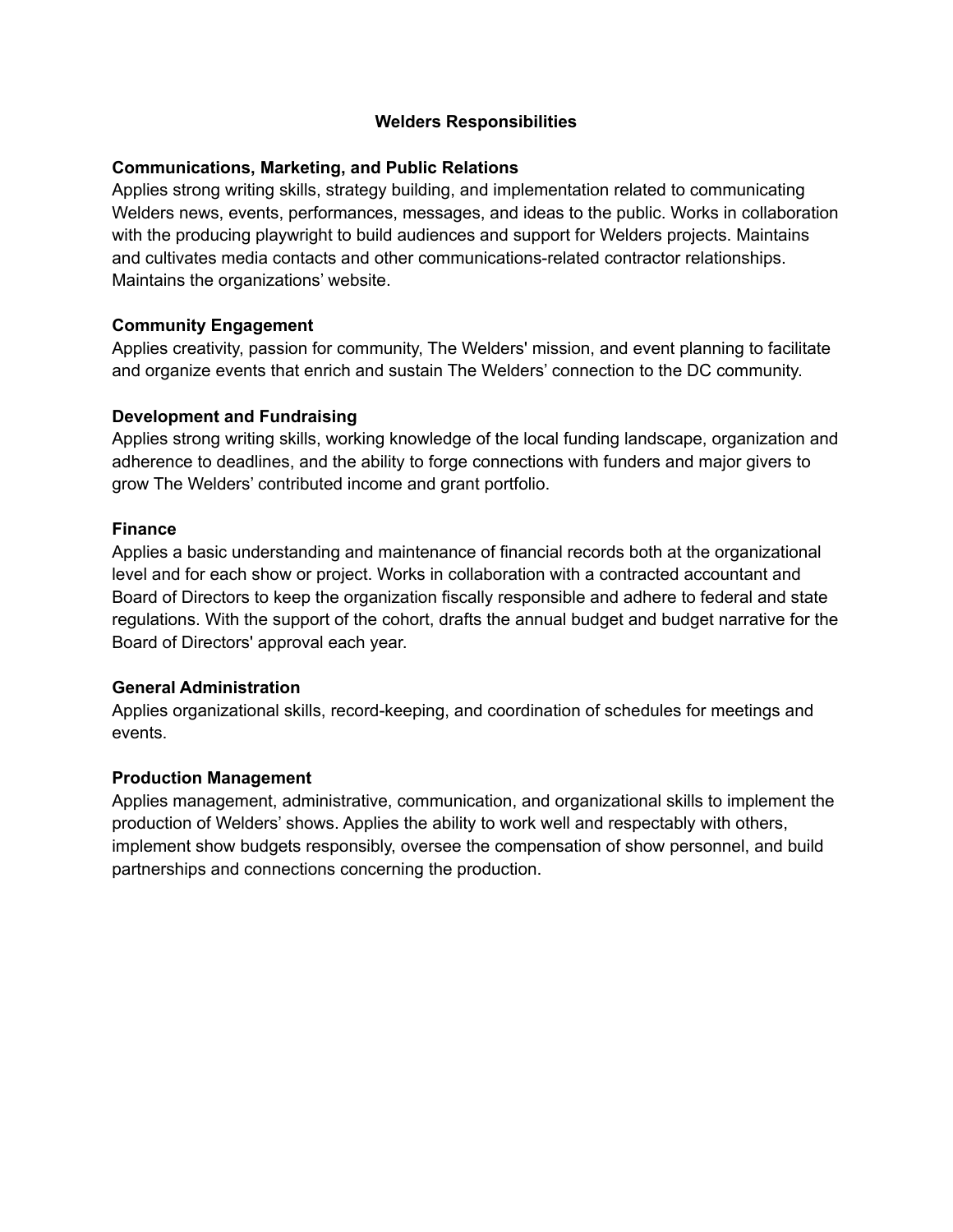# Welders Responsibilities

### Communications, Marketing, and Public Relations

Applies strong writing skills, strategy building, and implementation related to communicating Welders news, events, performances, messages, and ideas to the public. Works in collaboration with the producing playwright to build audiences and support for Welders projects. Maintains and cultivates media contacts and other communications-related contractor relationships. Maintains the organizations' website.

### Community Engagement

Applies creativity, passion for community, The Welders' mission, and event planning to facilitate and organize events that enrich and sustain The Welders' connection to the DC community.

### Development and Fundraising

Applies strong writing skills, working knowledge of the local funding landscape, organization and adherence to deadlines, and the ability to forge connections with funders and major givers to grow The Welders' contributed income and grant portfolio.

### Finance

Applies a basic understanding and maintenance of financial records both at the organizational level and for each show or project. Works in collaboration with a contracted accountant and Board of Directors to keep the organization fiscally responsible and adhere to federal and state regulations. With the support of the cohort, drafts the annual budget and budget narrative for the Board of Directors' approval each year.

### General Administration

Applies organizational skills, record-keeping, and coordination of schedules for meetings and events.

### Production Management

Applies management, administrative, communication, and organizational skills to implement the production of Welders' shows. Applies the ability to work well and respectably with others, implement show budgets responsibly, oversee the compensation of show personnel, and build partnerships and connections concerning the production.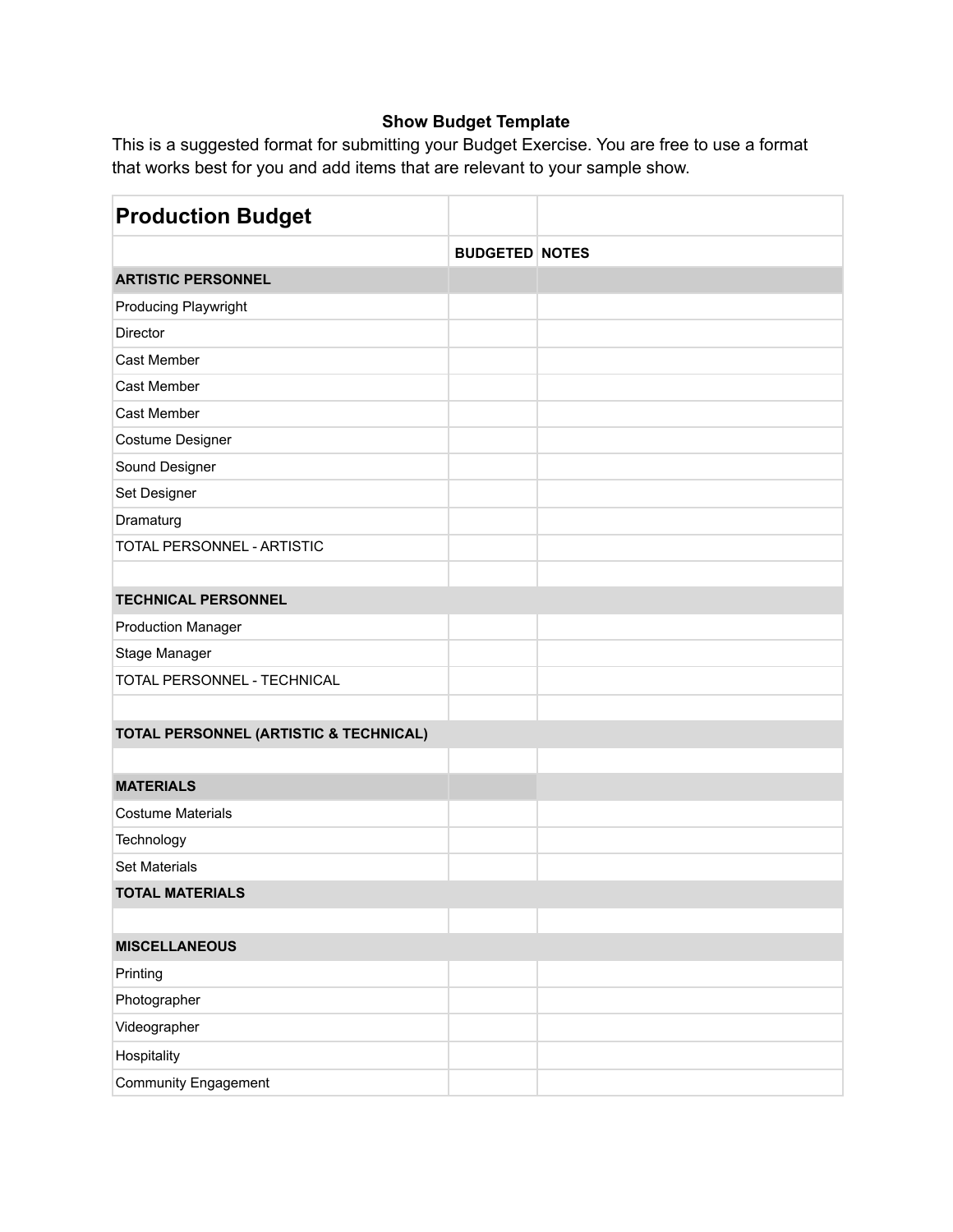**Show Budget Template**

This is a suggested format for submitting your Budget Exercise. You are free to use a format that works best for you and add items that are relevant to your sample show.

| **Production Budget** | | |
|---|---|---|
| | **BUDGETED** | **NOTES** |
| **ARTISTIC PERSONNEL** | | |
| Producing Playwright | | |
| Director | | |
| Cast Member | | |
| Cast Member | | |
| Cast Member | | |
| Costume Designer | | |
| Sound Designer | | |
| Set Designer | | |
| Dramaturg | | |
| TOTAL PERSONNEL - ARTISTIC | | |
| | | |
| **TECHNICAL PERSONNEL** | | |
| Production Manager | | |
| Stage Manager | | |
| TOTAL PERSONNEL - TECHNICAL | | |
| | | |
| **TOTAL PERSONNEL (ARTISTIC & TECHNICAL)** | | |
| | | |
| **MATERIALS** | | |
| Costume Materials | | |
| Technology | | |
| Set Materials | | |
| **TOTAL MATERIALS** | | |
| | | |
| **MISCELLANEOUS** | | |
| Printing | | |
| Photographer | | |
| Videographer | | |
| Hospitality | | |
| Community Engagement | | |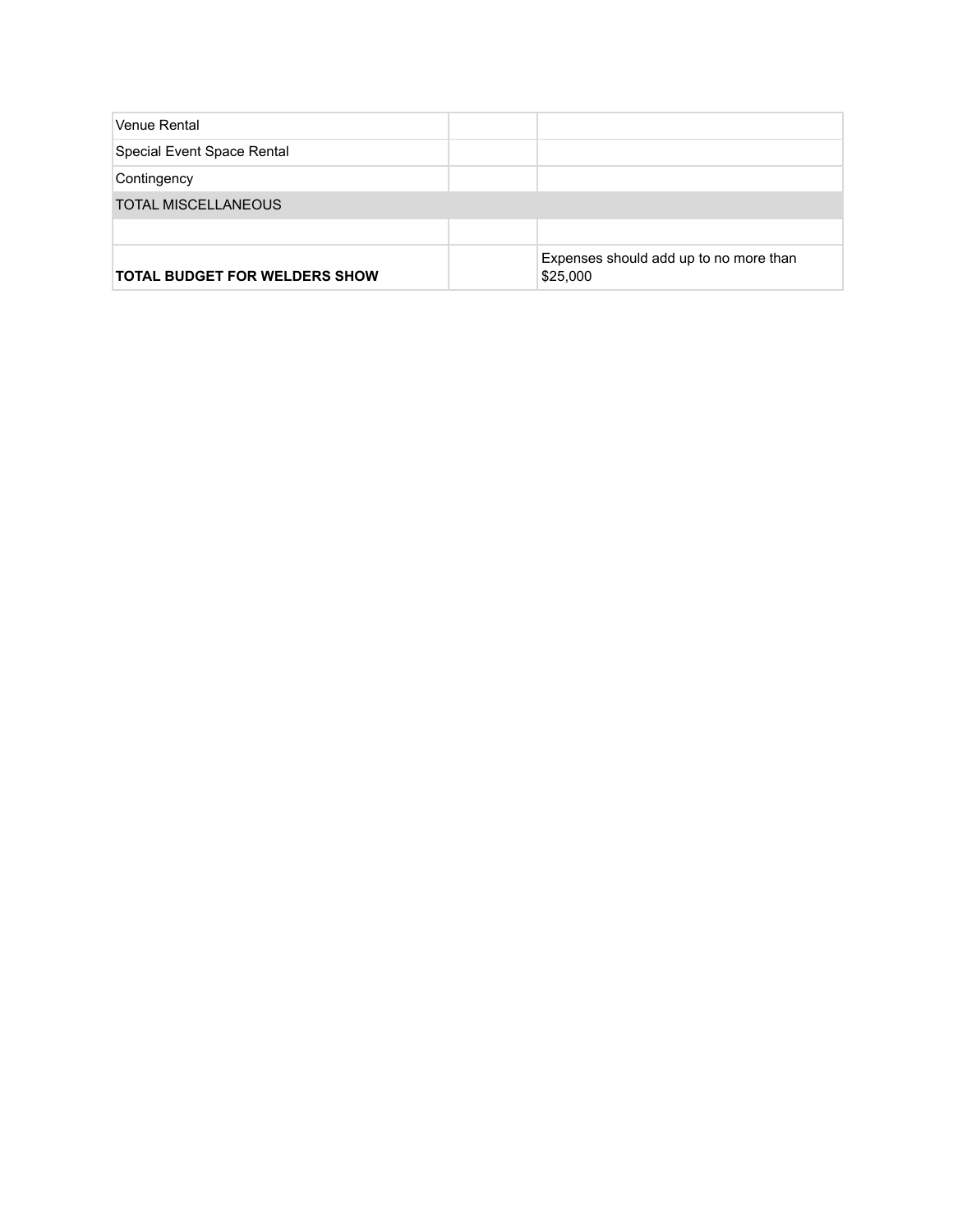| | | |
|---|---|---|
| Venue Rental | | |
| Special Event Space Rental | | |
| Contingency | | |
| TOTAL MISCELLANEOUS | | |
| | | |
| **TOTAL BUDGET FOR WELDERS SHOW** | | Expenses should add up to no more than $25,000 |